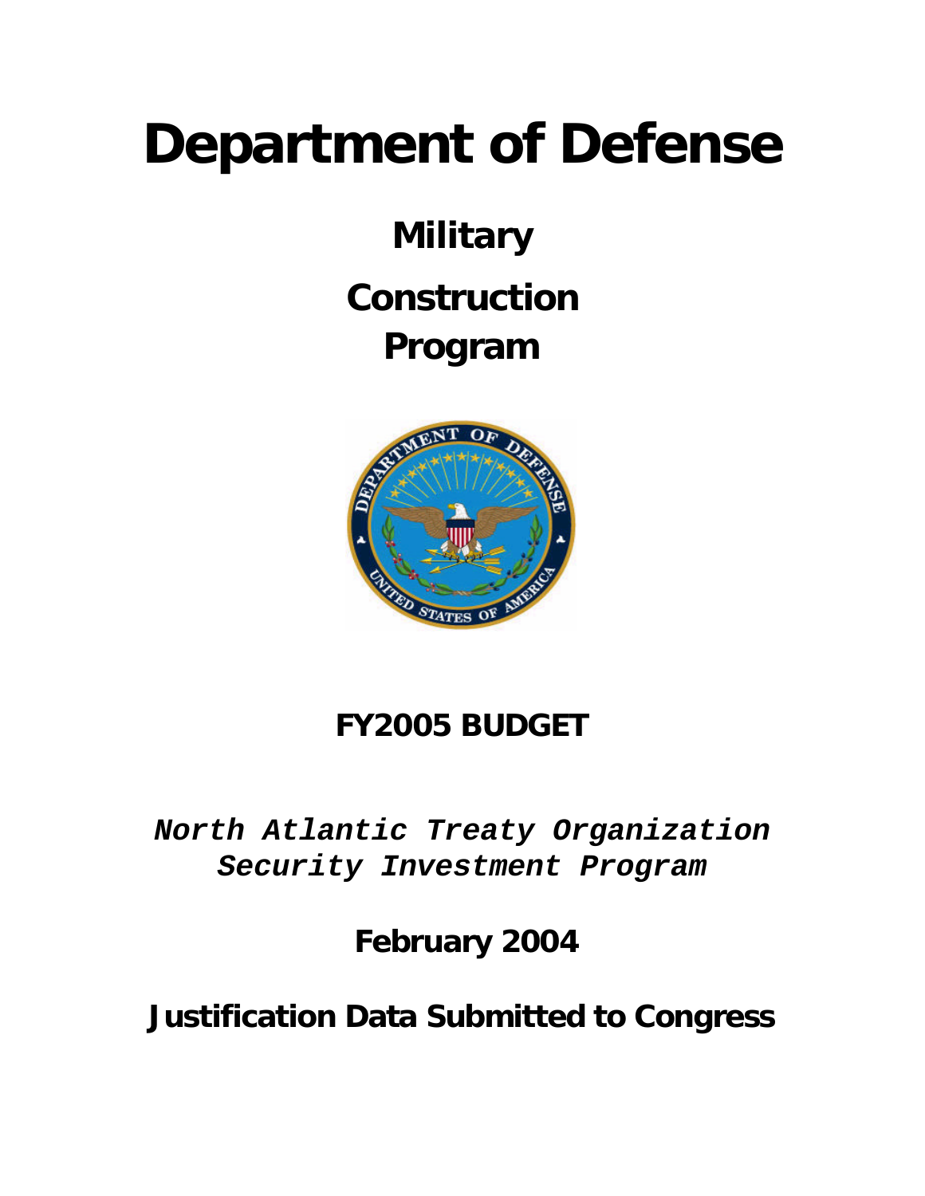# Department of Defense

## Military
## Construction
## Program

**FY2005 BUDGET**

***North Atlantic Treaty Organization Security Investment Program***

**February 2004**

**Justification Data Submitted to Congress**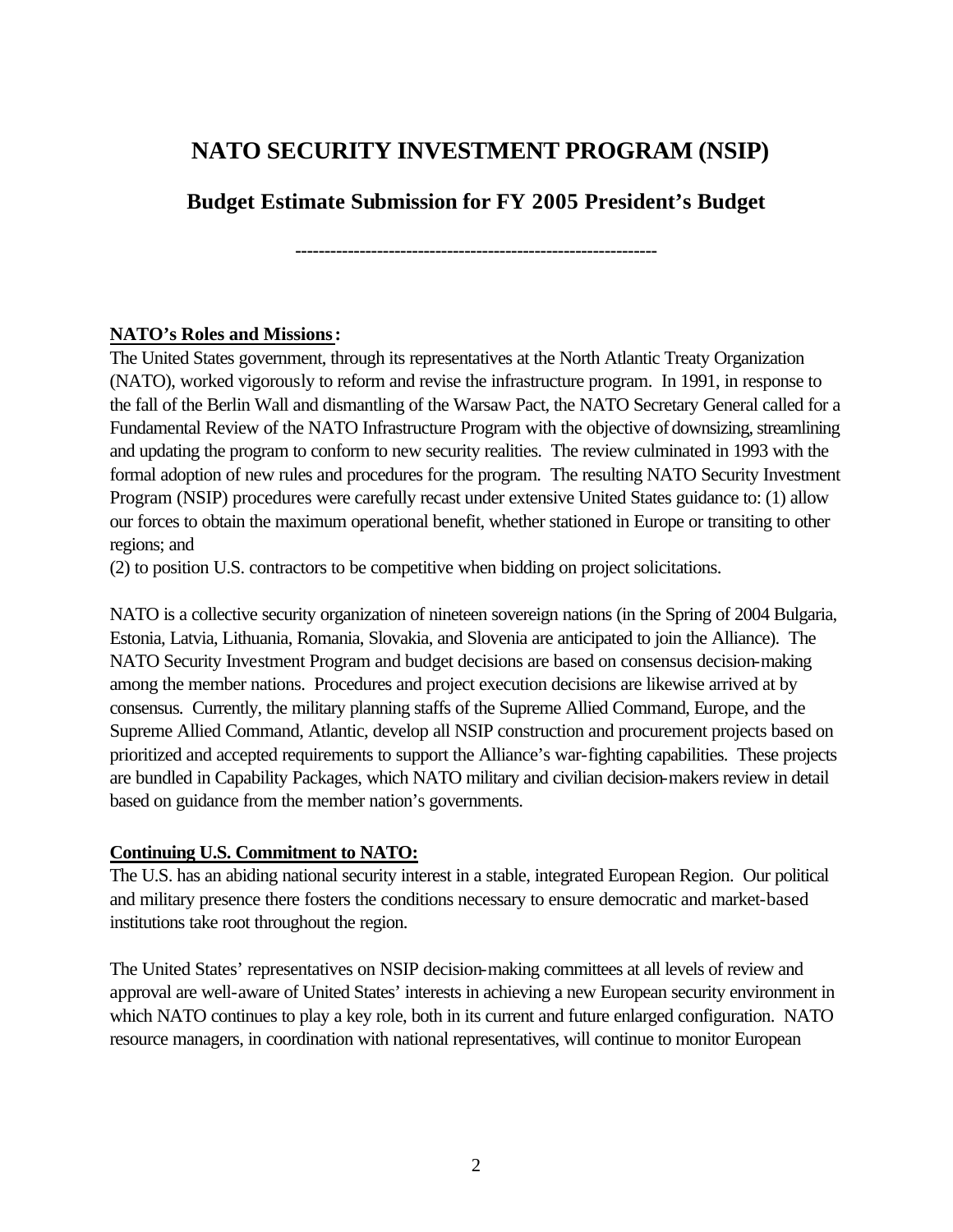# NATO SECURITY INVESTMENT PROGRAM (NSIP)

## Budget Estimate Submission for FY 2005 President's Budget

---

**NATO's Roles and Missions:**

The United States government, through its representatives at the North Atlantic Treaty Organization (NATO), worked vigorously to reform and revise the infrastructure program. In 1991, in response to the fall of the Berlin Wall and dismantling of the Warsaw Pact, the NATO Secretary General called for a Fundamental Review of the NATO Infrastructure Program with the objective of downsizing, streamlining and updating the program to conform to new security realities. The review culminated in 1993 with the formal adoption of new rules and procedures for the program. The resulting NATO Security Investment Program (NSIP) procedures were carefully recast under extensive United States guidance to: (1) allow our forces to obtain the maximum operational benefit, whether stationed in Europe or transiting to other regions; and
(2) to position U.S. contractors to be competitive when bidding on project solicitations.

NATO is a collective security organization of nineteen sovereign nations (in the Spring of 2004 Bulgaria, Estonia, Latvia, Lithuania, Romania, Slovakia, and Slovenia are anticipated to join the Alliance). The NATO Security Investment Program and budget decisions are based on consensus decision-making among the member nations. Procedures and project execution decisions are likewise arrived at by consensus. Currently, the military planning staffs of the Supreme Allied Command, Europe, and the Supreme Allied Command, Atlantic, develop all NSIP construction and procurement projects based on prioritized and accepted requirements to support the Alliance's war-fighting capabilities. These projects are bundled in Capability Packages, which NATO military and civilian decision-makers review in detail based on guidance from the member nation's governments.

**Continuing U.S. Commitment to NATO:**

The U.S. has an abiding national security interest in a stable, integrated European Region. Our political and military presence there fosters the conditions necessary to ensure democratic and market-based institutions take root throughout the region.

The United States' representatives on NSIP decision-making committees at all levels of review and approval are well-aware of United States' interests in achieving a new European security environment in which NATO continues to play a key role, both in its current and future enlarged configuration. NATO resource managers, in coordination with national representatives, will continue to monitor European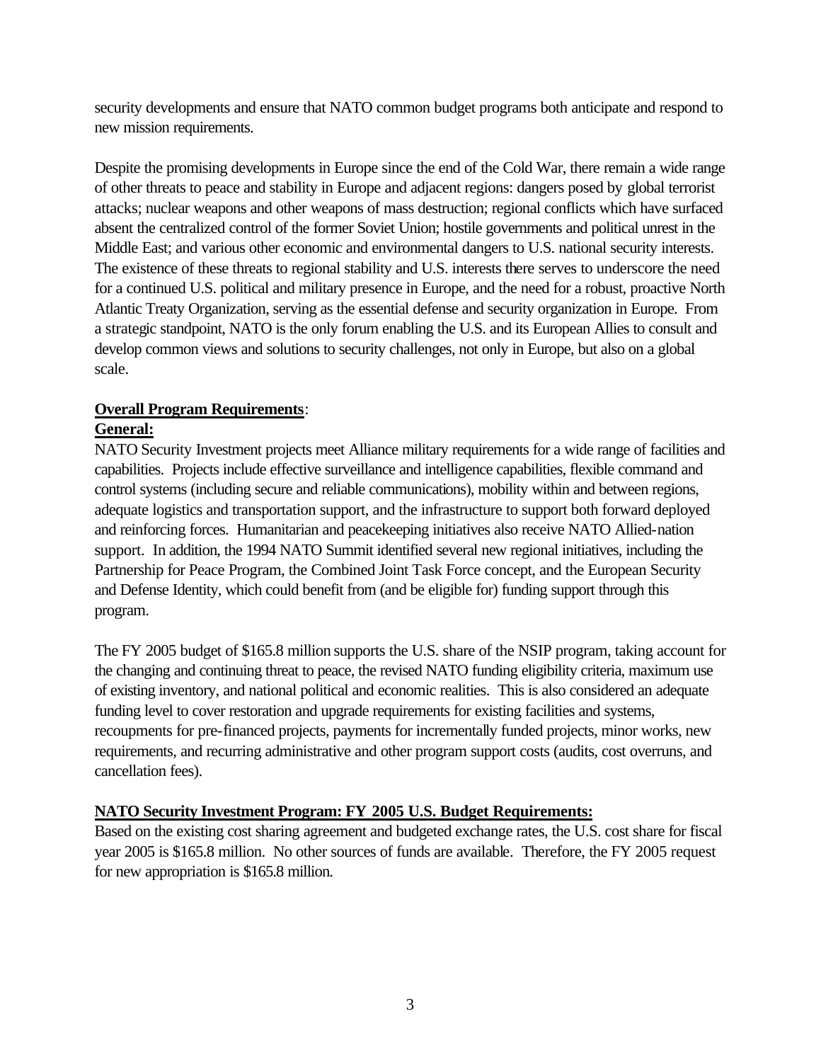security developments and ensure that NATO common budget programs both anticipate and respond to new mission requirements.

Despite the promising developments in Europe since the end of the Cold War, there remain a wide range of other threats to peace and stability in Europe and adjacent regions: dangers posed by global terrorist attacks; nuclear weapons and other weapons of mass destruction; regional conflicts which have surfaced absent the centralized control of the former Soviet Union; hostile governments and political unrest in the Middle East; and various other economic and environmental dangers to U.S. national security interests. The existence of these threats to regional stability and U.S. interests there serves to underscore the need for a continued U.S. political and military presence in Europe, and the need for a robust, proactive North Atlantic Treaty Organization, serving as the essential defense and security organization in Europe. From a strategic standpoint, NATO is the only forum enabling the U.S. and its European Allies to consult and develop common views and solutions to security challenges, not only in Europe, but also on a global scale.

**Overall Program Requirements**:

**General:**

NATO Security Investment projects meet Alliance military requirements for a wide range of facilities and capabilities. Projects include effective surveillance and intelligence capabilities, flexible command and control systems (including secure and reliable communications), mobility within and between regions, adequate logistics and transportation support, and the infrastructure to support both forward deployed and reinforcing forces. Humanitarian and peacekeeping initiatives also receive NATO Allied-nation support. In addition, the 1994 NATO Summit identified several new regional initiatives, including the Partnership for Peace Program, the Combined Joint Task Force concept, and the European Security and Defense Identity, which could benefit from (and be eligible for) funding support through this program.

The FY 2005 budget of $165.8 million supports the U.S. share of the NSIP program, taking account for the changing and continuing threat to peace, the revised NATO funding eligibility criteria, maximum use of existing inventory, and national political and economic realities. This is also considered an adequate funding level to cover restoration and upgrade requirements for existing facilities and systems, recoupments for pre-financed projects, payments for incrementally funded projects, minor works, new requirements, and recurring administrative and other program support costs (audits, cost overruns, and cancellation fees).

**NATO Security Investment Program: FY 2005 U.S. Budget Requirements:**

Based on the existing cost sharing agreement and budgeted exchange rates, the U.S. cost share for fiscal year 2005 is $165.8 million. No other sources of funds are available. Therefore, the FY 2005 request for new appropriation is $165.8 million.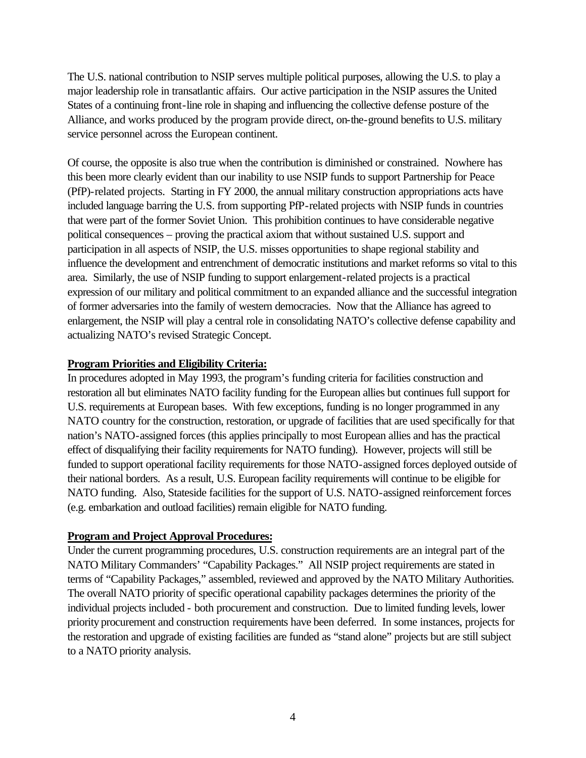The U.S. national contribution to NSIP serves multiple political purposes, allowing the U.S. to play a major leadership role in transatlantic affairs. Our active participation in the NSIP assures the United States of a continuing front-line role in shaping and influencing the collective defense posture of the Alliance, and works produced by the program provide direct, on-the-ground benefits to U.S. military service personnel across the European continent.

Of course, the opposite is also true when the contribution is diminished or constrained. Nowhere has this been more clearly evident than our inability to use NSIP funds to support Partnership for Peace (PfP)-related projects. Starting in FY 2000, the annual military construction appropriations acts have included language barring the U.S. from supporting PfP-related projects with NSIP funds in countries that were part of the former Soviet Union. This prohibition continues to have considerable negative political consequences – proving the practical axiom that without sustained U.S. support and participation in all aspects of NSIP, the U.S. misses opportunities to shape regional stability and influence the development and entrenchment of democratic institutions and market reforms so vital to this area. Similarly, the use of NSIP funding to support enlargement-related projects is a practical expression of our military and political commitment to an expanded alliance and the successful integration of former adversaries into the family of western democracies. Now that the Alliance has agreed to enlargement, the NSIP will play a central role in consolidating NATO's collective defense capability and actualizing NATO's revised Strategic Concept.

**Program Priorities and Eligibility Criteria:**

In procedures adopted in May 1993, the program's funding criteria for facilities construction and restoration all but eliminates NATO facility funding for the European allies but continues full support for U.S. requirements at European bases. With few exceptions, funding is no longer programmed in any NATO country for the construction, restoration, or upgrade of facilities that are used specifically for that nation's NATO-assigned forces (this applies principally to most European allies and has the practical effect of disqualifying their facility requirements for NATO funding). However, projects will still be funded to support operational facility requirements for those NATO-assigned forces deployed outside of their national borders. As a result, U.S. European facility requirements will continue to be eligible for NATO funding. Also, Stateside facilities for the support of U.S. NATO-assigned reinforcement forces (e.g. embarkation and outload facilities) remain eligible for NATO funding.

**Program and Project Approval Procedures:**

Under the current programming procedures, U.S. construction requirements are an integral part of the NATO Military Commanders' "Capability Packages." All NSIP project requirements are stated in terms of "Capability Packages," assembled, reviewed and approved by the NATO Military Authorities. The overall NATO priority of specific operational capability packages determines the priority of the individual projects included - both procurement and construction. Due to limited funding levels, lower priority procurement and construction requirements have been deferred. In some instances, projects for the restoration and upgrade of existing facilities are funded as "stand alone" projects but are still subject to a NATO priority analysis.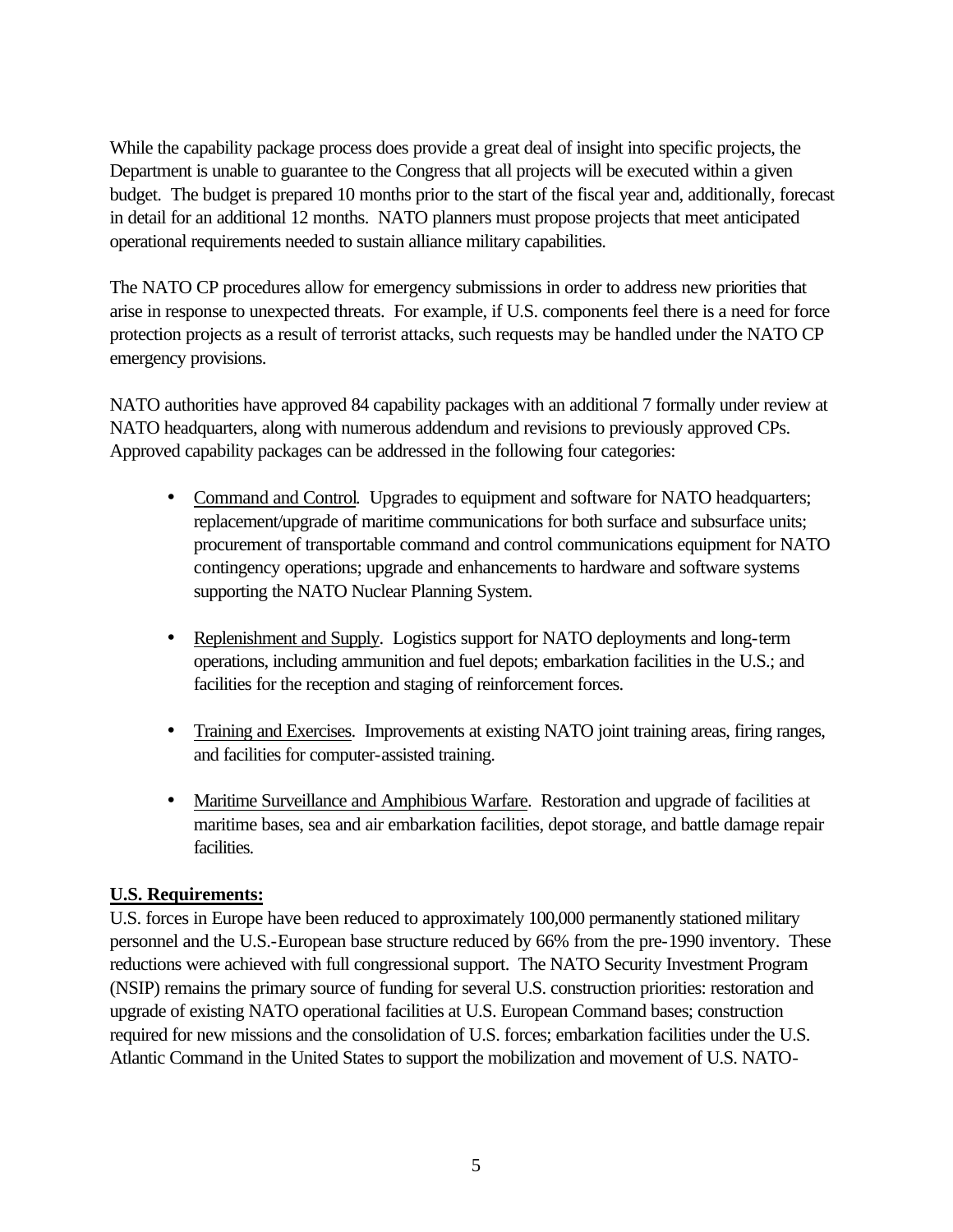While the capability package process does provide a great deal of insight into specific projects, the Department is unable to guarantee to the Congress that all projects will be executed within a given budget. The budget is prepared 10 months prior to the start of the fiscal year and, additionally, forecast in detail for an additional 12 months. NATO planners must propose projects that meet anticipated operational requirements needed to sustain alliance military capabilities.

The NATO CP procedures allow for emergency submissions in order to address new priorities that arise in response to unexpected threats. For example, if U.S. components feel there is a need for force protection projects as a result of terrorist attacks, such requests may be handled under the NATO CP emergency provisions.

NATO authorities have approved 84 capability packages with an additional 7 formally under review at NATO headquarters, along with numerous addendum and revisions to previously approved CPs. Approved capability packages can be addressed in the following four categories:

- <u>Command and Control</u>. Upgrades to equipment and software for NATO headquarters; replacement/upgrade of maritime communications for both surface and subsurface units; procurement of transportable command and control communications equipment for NATO contingency operations; upgrade and enhancements to hardware and software systems supporting the NATO Nuclear Planning System.

- <u>Replenishment and Supply</u>. Logistics support for NATO deployments and long-term operations, including ammunition and fuel depots; embarkation facilities in the U.S.; and facilities for the reception and staging of reinforcement forces.

- <u>Training and Exercises</u>. Improvements at existing NATO joint training areas, firing ranges, and facilities for computer-assisted training.

- <u>Maritime Surveillance and Amphibious Warfare</u>. Restoration and upgrade of facilities at maritime bases, sea and air embarkation facilities, depot storage, and battle damage repair facilities.

**<u>U.S. Requirements:</u>**

U.S. forces in Europe have been reduced to approximately 100,000 permanently stationed military personnel and the U.S.-European base structure reduced by 66% from the pre-1990 inventory. These reductions were achieved with full congressional support. The NATO Security Investment Program (NSIP) remains the primary source of funding for several U.S. construction priorities: restoration and upgrade of existing NATO operational facilities at U.S. European Command bases; construction required for new missions and the consolidation of U.S. forces; embarkation facilities under the U.S. Atlantic Command in the United States to support the mobilization and movement of U.S. NATO-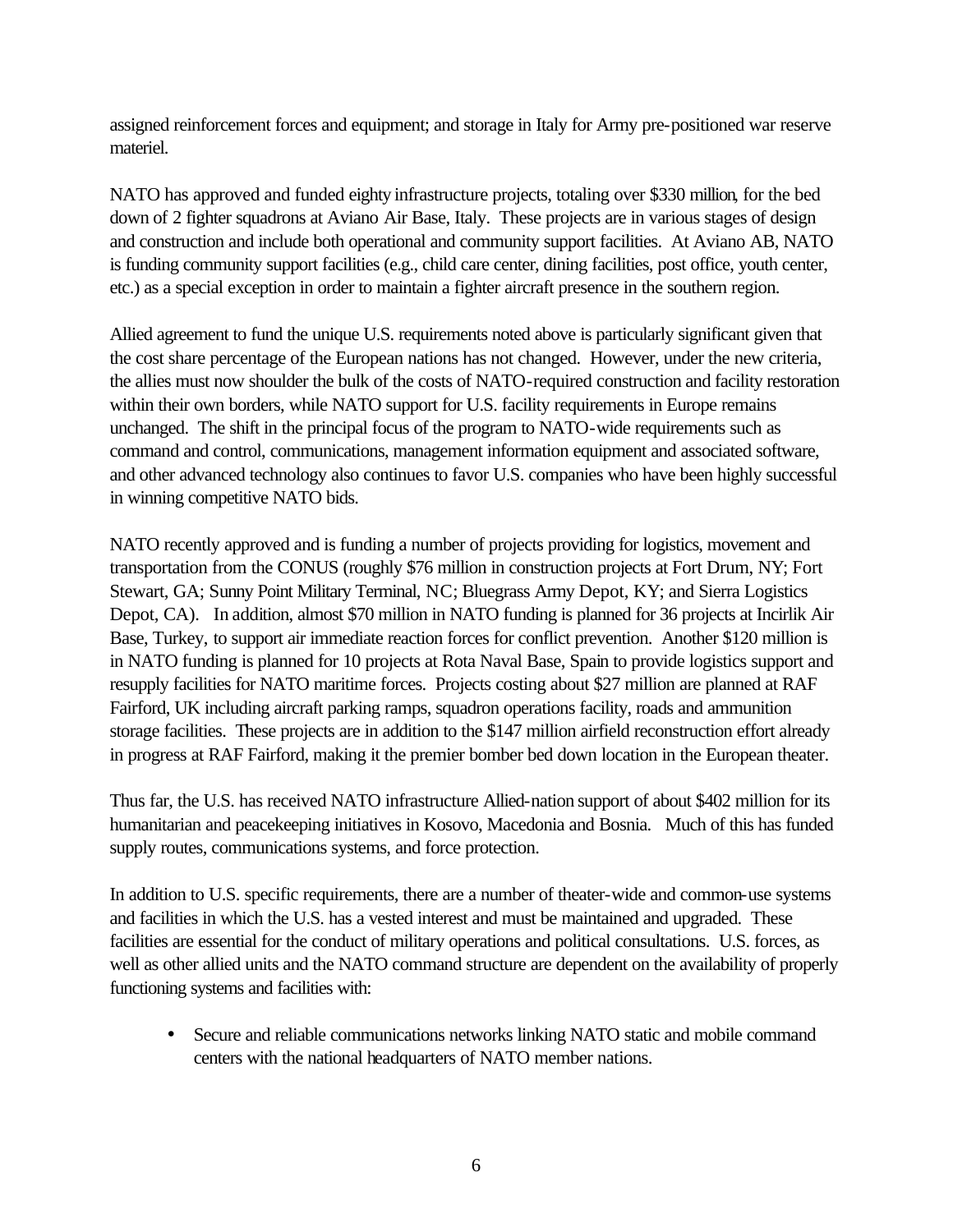assigned reinforcement forces and equipment; and storage in Italy for Army pre-positioned war reserve materiel.

NATO has approved and funded eighty infrastructure projects, totaling over $330 million, for the bed down of 2 fighter squadrons at Aviano Air Base, Italy. These projects are in various stages of design and construction and include both operational and community support facilities. At Aviano AB, NATO is funding community support facilities (e.g., child care center, dining facilities, post office, youth center, etc.) as a special exception in order to maintain a fighter aircraft presence in the southern region.

Allied agreement to fund the unique U.S. requirements noted above is particularly significant given that the cost share percentage of the European nations has not changed. However, under the new criteria, the allies must now shoulder the bulk of the costs of NATO-required construction and facility restoration within their own borders, while NATO support for U.S. facility requirements in Europe remains unchanged. The shift in the principal focus of the program to NATO-wide requirements such as command and control, communications, management information equipment and associated software, and other advanced technology also continues to favor U.S. companies who have been highly successful in winning competitive NATO bids.

NATO recently approved and is funding a number of projects providing for logistics, movement and transportation from the CONUS (roughly $76 million in construction projects at Fort Drum, NY; Fort Stewart, GA; Sunny Point Military Terminal, NC; Bluegrass Army Depot, KY; and Sierra Logistics Depot, CA). In addition, almost $70 million in NATO funding is planned for 36 projects at Incirlik Air Base, Turkey, to support air immediate reaction forces for conflict prevention. Another $120 million is in NATO funding is planned for 10 projects at Rota Naval Base, Spain to provide logistics support and resupply facilities for NATO maritime forces. Projects costing about $27 million are planned at RAF Fairford, UK including aircraft parking ramps, squadron operations facility, roads and ammunition storage facilities. These projects are in addition to the $147 million airfield reconstruction effort already in progress at RAF Fairford, making it the premier bomber bed down location in the European theater.

Thus far, the U.S. has received NATO infrastructure Allied-nation support of about $402 million for its humanitarian and peacekeeping initiatives in Kosovo, Macedonia and Bosnia. Much of this has funded supply routes, communications systems, and force protection.

In addition to U.S. specific requirements, there are a number of theater-wide and common-use systems and facilities in which the U.S. has a vested interest and must be maintained and upgraded. These facilities are essential for the conduct of military operations and political consultations. U.S. forces, as well as other allied units and the NATO command structure are dependent on the availability of properly functioning systems and facilities with:

- Secure and reliable communications networks linking NATO static and mobile command centers with the national headquarters of NATO member nations.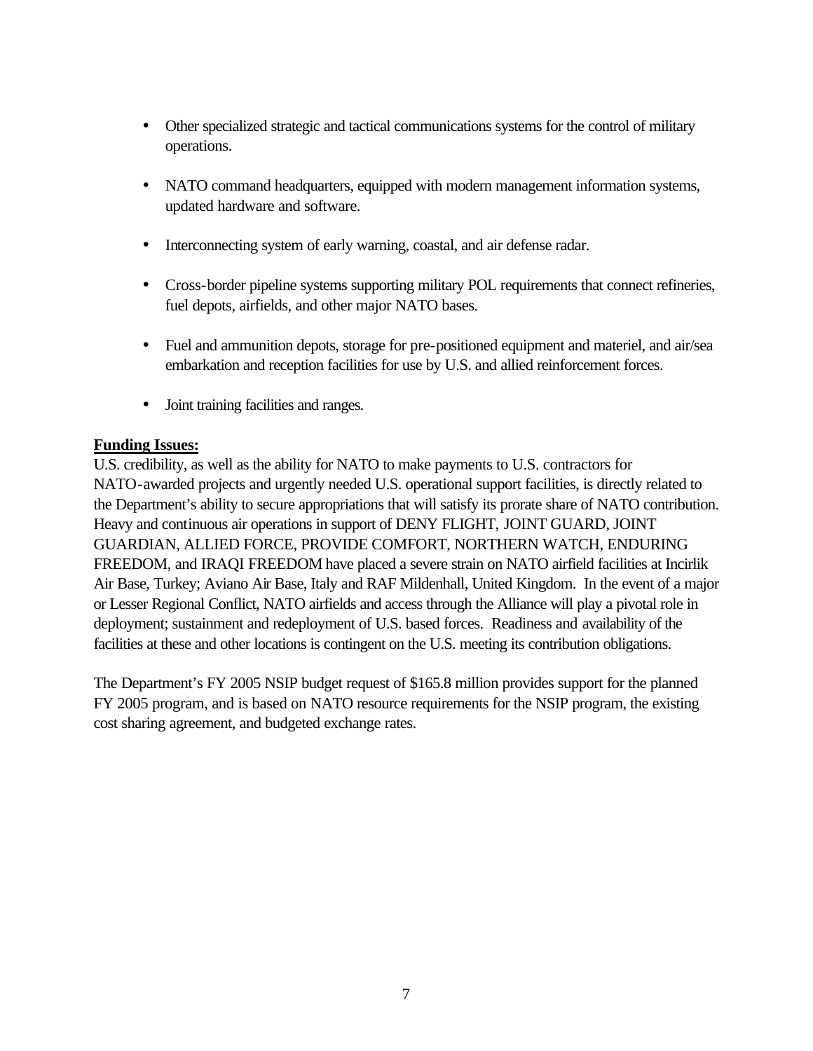- Other specialized strategic and tactical communications systems for the control of military operations.

- NATO command headquarters, equipped with modern management information systems, updated hardware and software.

- Interconnecting system of early warning, coastal, and air defense radar.

- Cross-border pipeline systems supporting military POL requirements that connect refineries, fuel depots, airfields, and other major NATO bases.

- Fuel and ammunition depots, storage for pre-positioned equipment and materiel, and air/sea embarkation and reception facilities for use by U.S. and allied reinforcement forces.

- Joint training facilities and ranges.

**Funding Issues:**

U.S. credibility, as well as the ability for NATO to make payments to U.S. contractors for NATO-awarded projects and urgently needed U.S. operational support facilities, is directly related to the Department's ability to secure appropriations that will satisfy its prorate share of NATO contribution. Heavy and continuous air operations in support of DENY FLIGHT, JOINT GUARD, JOINT GUARDIAN, ALLIED FORCE, PROVIDE COMFORT, NORTHERN WATCH, ENDURING FREEDOM, and IRAQI FREEDOM have placed a severe strain on NATO airfield facilities at Incirlik Air Base, Turkey; Aviano Air Base, Italy and RAF Mildenhall, United Kingdom. In the event of a major or Lesser Regional Conflict, NATO airfields and access through the Alliance will play a pivotal role in deployment; sustainment and redeployment of U.S. based forces. Readiness and availability of the facilities at these and other locations is contingent on the U.S. meeting its contribution obligations.

The Department's FY 2005 NSIP budget request of $165.8 million provides support for the planned FY 2005 program, and is based on NATO resource requirements for the NSIP program, the existing cost sharing agreement, and budgeted exchange rates.